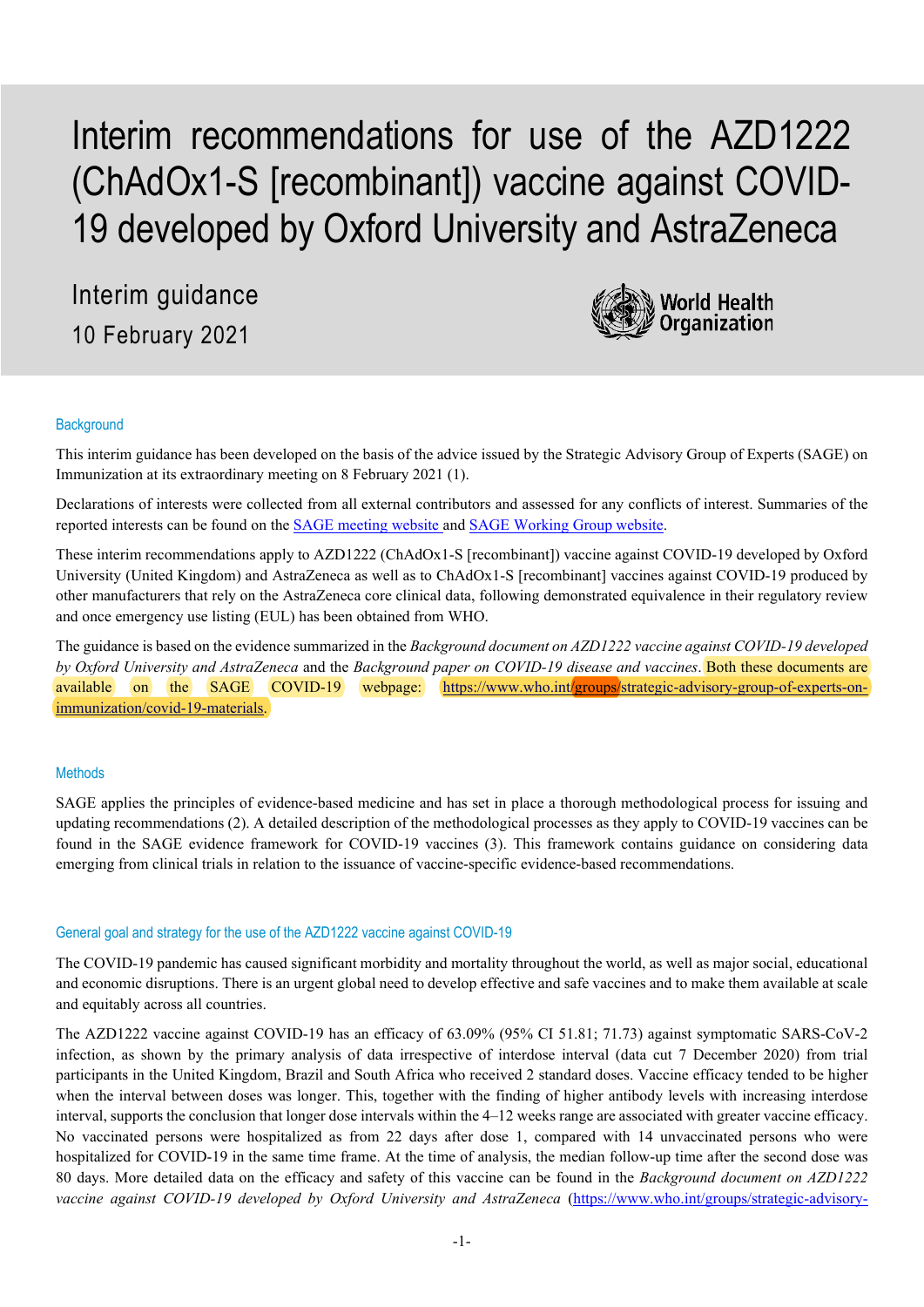# Interim recommendations for use of the AZD1222 (ChAdOx1-S [recombinant]) vaccine against COVID-19 developed by Oxford University and AstraZeneca

Interim guidance

10 February 2021

## Background

This interim guidance has been developed on the basis of the advice issued by the Strategic Advisory Group of Experts (SAGE) on Immunization at its extraordinary meeting on 8 February 2021 (1).

Declarations of interests were collected from all external contributors and assessed for any conflicts of interest. Summaries of the reported interests can be found on the SAGE meeting website and SAGE Working Group website.

These interim recommendations apply to AZD1222 (ChAdOx1-S [recombinant]) vaccine against COVID-19 developed by Oxford University (United Kingdom) and AstraZeneca as well as to ChAdOx1-S [recombinant] vaccines against COVID-19 produced by other manufacturers that rely on the AstraZeneca core clinical data, following demonstrated equivalence in their regulatory review and once emergency use listing (EUL) has been obtained from WHO.

The guidance is based on the evidence summarized in the *Background document on AZD1222 vaccine against COVID-19 developed by Oxford University and AstraZeneca* and the *Background paper on COVID-19 disease and vaccines*. Both these documents are available on the SAGE COVID-19 webpage: https://www.who.int/groups/strategic-advisory-group-of-experts-on-immunization/covid-19-materials.

## Methods

SAGE applies the principles of evidence-based medicine and has set in place a thorough methodological process for issuing and updating recommendations (2). A detailed description of the methodological processes as they apply to COVID-19 vaccines can be found in the SAGE evidence framework for COVID-19 vaccines (3). This framework contains guidance on considering data emerging from clinical trials in relation to the issuance of vaccine-specific evidence-based recommendations.

## General goal and strategy for the use of the AZD1222 vaccine against COVID-19

The COVID-19 pandemic has caused significant morbidity and mortality throughout the world, as well as major social, educational and economic disruptions. There is an urgent global need to develop effective and safe vaccines and to make them available at scale and equitably across all countries.

The AZD1222 vaccine against COVID-19 has an efficacy of 63.09% (95% CI 51.81; 71.73) against symptomatic SARS-CoV-2 infection, as shown by the primary analysis of data irrespective of interdose interval (data cut 7 December 2020) from trial participants in the United Kingdom, Brazil and South Africa who received 2 standard doses. Vaccine efficacy tended to be higher when the interval between doses was longer. This, together with the finding of higher antibody levels with increasing interdose interval, supports the conclusion that longer dose intervals within the 4–12 weeks range are associated with greater vaccine efficacy. No vaccinated persons were hospitalized as from 22 days after dose 1, compared with 14 unvaccinated persons who were hospitalized for COVID-19 in the same time frame. At the time of analysis, the median follow-up time after the second dose was 80 days. More detailed data on the efficacy and safety of this vaccine can be found in the *Background document on AZD1222 vaccine against COVID-19 developed by Oxford University and AstraZeneca* (https://www.who.int/groups/strategic-advisory-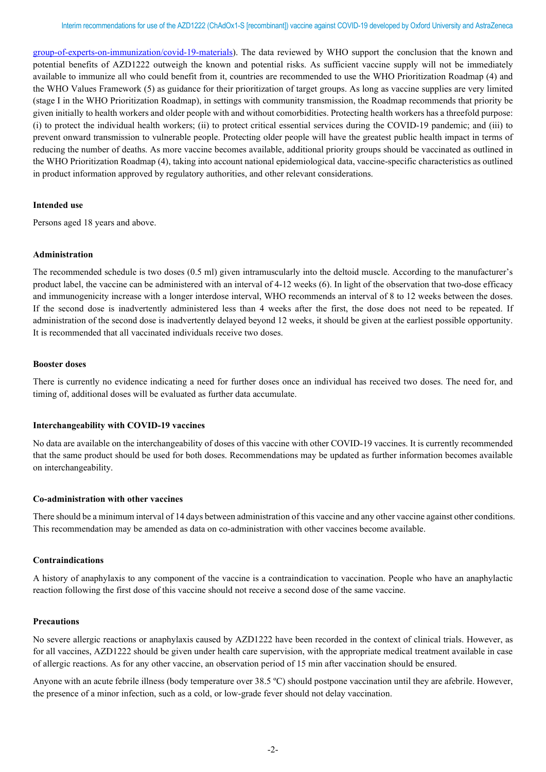group-of-experts-on-immunization/covid-19-materials). The data reviewed by WHO support the conclusion that the known and potential benefits of AZD1222 outweigh the known and potential risks. As sufficient vaccine supply will not be immediately available to immunize all who could benefit from it, countries are recommended to use the WHO Prioritization Roadmap (4) and the WHO Values Framework (5) as guidance for their prioritization of target groups. As long as vaccine supplies are very limited (stage I in the WHO Prioritization Roadmap), in settings with community transmission, the Roadmap recommends that priority be given initially to health workers and older people with and without comorbidities. Protecting health workers has a threefold purpose: (i) to protect the individual health workers; (ii) to protect critical essential services during the COVID-19 pandemic; and (iii) to prevent onward transmission to vulnerable people. Protecting older people will have the greatest public health impact in terms of reducing the number of deaths. As more vaccine becomes available, additional priority groups should be vaccinated as outlined in the WHO Prioritization Roadmap (4), taking into account national epidemiological data, vaccine-specific characteristics as outlined in product information approved by regulatory authorities, and other relevant considerations.

**Intended use**

Persons aged 18 years and above.

**Administration**

The recommended schedule is two doses (0.5 ml) given intramuscularly into the deltoid muscle. According to the manufacturer's product label, the vaccine can be administered with an interval of 4-12 weeks (6). In light of the observation that two-dose efficacy and immunogenicity increase with a longer interdose interval, WHO recommends an interval of 8 to 12 weeks between the doses. If the second dose is inadvertently administered less than 4 weeks after the first, the dose does not need to be repeated. If administration of the second dose is inadvertently delayed beyond 12 weeks, it should be given at the earliest possible opportunity. It is recommended that all vaccinated individuals receive two doses.

**Booster doses**

There is currently no evidence indicating a need for further doses once an individual has received two doses. The need for, and timing of, additional doses will be evaluated as further data accumulate.

**Interchangeability with COVID-19 vaccines**

No data are available on the interchangeability of doses of this vaccine with other COVID-19 vaccines. It is currently recommended that the same product should be used for both doses. Recommendations may be updated as further information becomes available on interchangeability.

**Co-administration with other vaccines**

There should be a minimum interval of 14 days between administration of this vaccine and any other vaccine against other conditions. This recommendation may be amended as data on co-administration with other vaccines become available.

**Contraindications**

A history of anaphylaxis to any component of the vaccine is a contraindication to vaccination. People who have an anaphylactic reaction following the first dose of this vaccine should not receive a second dose of the same vaccine.

**Precautions**

No severe allergic reactions or anaphylaxis caused by AZD1222 have been recorded in the context of clinical trials. However, as for all vaccines, AZD1222 should be given under health care supervision, with the appropriate medical treatment available in case of allergic reactions. As for any other vaccine, an observation period of 15 min after vaccination should be ensured.

Anyone with an acute febrile illness (body temperature over 38.5 ºC) should postpone vaccination until they are afebrile. However, the presence of a minor infection, such as a cold, or low-grade fever should not delay vaccination.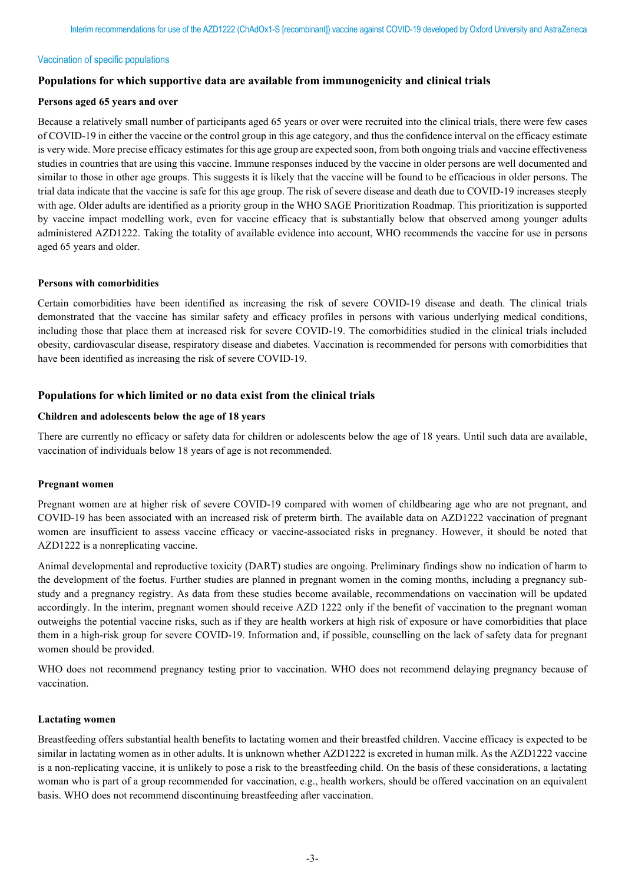## Vaccination of specific populations

### Populations for which supportive data are available from immunogenicity and clinical trials

#### Persons aged 65 years and over

Because a relatively small number of participants aged 65 years or over were recruited into the clinical trials, there were few cases of COVID-19 in either the vaccine or the control group in this age category, and thus the confidence interval on the efficacy estimate is very wide. More precise efficacy estimates for this age group are expected soon, from both ongoing trials and vaccine effectiveness studies in countries that are using this vaccine. Immune responses induced by the vaccine in older persons are well documented and similar to those in other age groups. This suggests it is likely that the vaccine will be found to be efficacious in older persons. The trial data indicate that the vaccine is safe for this age group. The risk of severe disease and death due to COVID-19 increases steeply with age. Older adults are identified as a priority group in the WHO SAGE Prioritization Roadmap. This prioritization is supported by vaccine impact modelling work, even for vaccine efficacy that is substantially below that observed among younger adults administered AZD1222. Taking the totality of available evidence into account, WHO recommends the vaccine for use in persons aged 65 years and older.

#### Persons with comorbidities

Certain comorbidities have been identified as increasing the risk of severe COVID-19 disease and death. The clinical trials demonstrated that the vaccine has similar safety and efficacy profiles in persons with various underlying medical conditions, including those that place them at increased risk for severe COVID-19. The comorbidities studied in the clinical trials included obesity, cardiovascular disease, respiratory disease and diabetes. Vaccination is recommended for persons with comorbidities that have been identified as increasing the risk of severe COVID-19.

### Populations for which limited or no data exist from the clinical trials

#### Children and adolescents below the age of 18 years

There are currently no efficacy or safety data for children or adolescents below the age of 18 years. Until such data are available, vaccination of individuals below 18 years of age is not recommended.

#### Pregnant women

Pregnant women are at higher risk of severe COVID-19 compared with women of childbearing age who are not pregnant, and COVID-19 has been associated with an increased risk of preterm birth. The available data on AZD1222 vaccination of pregnant women are insufficient to assess vaccine efficacy or vaccine-associated risks in pregnancy. However, it should be noted that AZD1222 is a nonreplicating vaccine.

Animal developmental and reproductive toxicity (DART) studies are ongoing. Preliminary findings show no indication of harm to the development of the foetus. Further studies are planned in pregnant women in the coming months, including a pregnancy sub-study and a pregnancy registry. As data from these studies become available, recommendations on vaccination will be updated accordingly. In the interim, pregnant women should receive AZD 1222 only if the benefit of vaccination to the pregnant woman outweighs the potential vaccine risks, such as if they are health workers at high risk of exposure or have comorbidities that place them in a high-risk group for severe COVID-19. Information and, if possible, counselling on the lack of safety data for pregnant women should be provided.

WHO does not recommend pregnancy testing prior to vaccination. WHO does not recommend delaying pregnancy because of vaccination.

#### Lactating women

Breastfeeding offers substantial health benefits to lactating women and their breastfed children. Vaccine efficacy is expected to be similar in lactating women as in other adults. It is unknown whether AZD1222 is excreted in human milk. As the AZD1222 vaccine is a non-replicating vaccine, it is unlikely to pose a risk to the breastfeeding child. On the basis of these considerations, a lactating woman who is part of a group recommended for vaccination, e.g., health workers, should be offered vaccination on an equivalent basis. WHO does not recommend discontinuing breastfeeding after vaccination.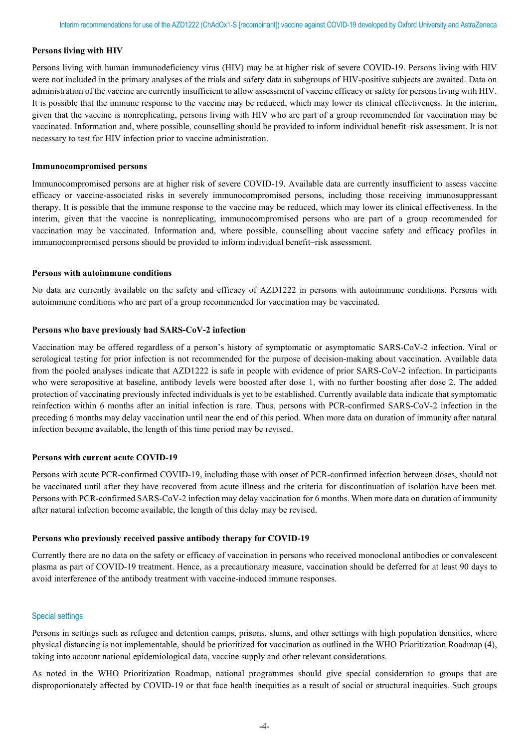**Persons living with HIV**

Persons living with human immunodeficiency virus (HIV) may be at higher risk of severe COVID-19. Persons living with HIV were not included in the primary analyses of the trials and safety data in subgroups of HIV-positive subjects are awaited. Data on administration of the vaccine are currently insufficient to allow assessment of vaccine efficacy or safety for persons living with HIV. It is possible that the immune response to the vaccine may be reduced, which may lower its clinical effectiveness. In the interim, given that the vaccine is nonreplicating, persons living with HIV who are part of a group recommended for vaccination may be vaccinated. Information and, where possible, counselling should be provided to inform individual benefit–risk assessment. It is not necessary to test for HIV infection prior to vaccine administration.

**Immunocompromised persons**

Immunocompromised persons are at higher risk of severe COVID-19. Available data are currently insufficient to assess vaccine efficacy or vaccine-associated risks in severely immunocompromised persons, including those receiving immunosuppressant therapy. It is possible that the immune response to the vaccine may be reduced, which may lower its clinical effectiveness. In the interim, given that the vaccine is nonreplicating, immunocompromised persons who are part of a group recommended for vaccination may be vaccinated. Information and, where possible, counselling about vaccine safety and efficacy profiles in immunocompromised persons should be provided to inform individual benefit–risk assessment.

**Persons with autoimmune conditions**

No data are currently available on the safety and efficacy of AZD1222 in persons with autoimmune conditions. Persons with autoimmune conditions who are part of a group recommended for vaccination may be vaccinated.

**Persons who have previously had SARS-CoV-2 infection**

Vaccination may be offered regardless of a person's history of symptomatic or asymptomatic SARS-CoV-2 infection. Viral or serological testing for prior infection is not recommended for the purpose of decision-making about vaccination. Available data from the pooled analyses indicate that AZD1222 is safe in people with evidence of prior SARS-CoV-2 infection. In participants who were seropositive at baseline, antibody levels were boosted after dose 1, with no further boosting after dose 2. The added protection of vaccinating previously infected individuals is yet to be established. Currently available data indicate that symptomatic reinfection within 6 months after an initial infection is rare. Thus, persons with PCR-confirmed SARS-CoV-2 infection in the preceding 6 months may delay vaccination until near the end of this period. When more data on duration of immunity after natural infection become available, the length of this time period may be revised.

**Persons with current acute COVID-19**

Persons with acute PCR-confirmed COVID-19, including those with onset of PCR-confirmed infection between doses, should not be vaccinated until after they have recovered from acute illness and the criteria for discontinuation of isolation have been met. Persons with PCR-confirmed SARS-CoV-2 infection may delay vaccination for 6 months. When more data on duration of immunity after natural infection become available, the length of this delay may be revised.

**Persons who previously received passive antibody therapy for COVID-19**

Currently there are no data on the safety or efficacy of vaccination in persons who received monoclonal antibodies or convalescent plasma as part of COVID-19 treatment. Hence, as a precautionary measure, vaccination should be deferred for at least 90 days to avoid interference of the antibody treatment with vaccine-induced immune responses.

## Special settings

Persons in settings such as refugee and detention camps, prisons, slums, and other settings with high population densities, where physical distancing is not implementable, should be prioritized for vaccination as outlined in the WHO Prioritization Roadmap (4), taking into account national epidemiological data, vaccine supply and other relevant considerations.

As noted in the WHO Prioritization Roadmap, national programmes should give special consideration to groups that are disproportionately affected by COVID-19 or that face health inequities as a result of social or structural inequities. Such groups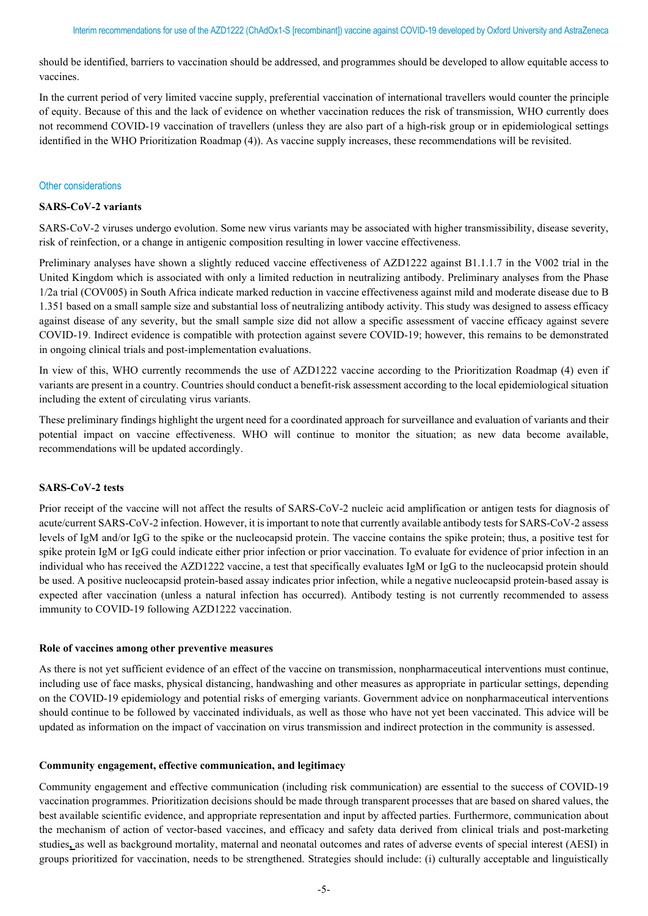should be identified, barriers to vaccination should be addressed, and programmes should be developed to allow equitable access to vaccines.

In the current period of very limited vaccine supply, preferential vaccination of international travellers would counter the principle of equity. Because of this and the lack of evidence on whether vaccination reduces the risk of transmission, WHO currently does not recommend COVID-19 vaccination of travellers (unless they are also part of a high-risk group or in epidemiological settings identified in the WHO Prioritization Roadmap (4)). As vaccine supply increases, these recommendations will be revisited.

## Other considerations

### SARS-CoV-2 variants

SARS-CoV-2 viruses undergo evolution. Some new virus variants may be associated with higher transmissibility, disease severity, risk of reinfection, or a change in antigenic composition resulting in lower vaccine effectiveness.

Preliminary analyses have shown a slightly reduced vaccine effectiveness of AZD1222 against B1.1.1.7 in the V002 trial in the United Kingdom which is associated with only a limited reduction in neutralizing antibody. Preliminary analyses from the Phase 1/2a trial (COV005) in South Africa indicate marked reduction in vaccine effectiveness against mild and moderate disease due to B 1.351 based on a small sample size and substantial loss of neutralizing antibody activity. This study was designed to assess efficacy against disease of any severity, but the small sample size did not allow a specific assessment of vaccine efficacy against severe COVID-19. Indirect evidence is compatible with protection against severe COVID-19; however, this remains to be demonstrated in ongoing clinical trials and post-implementation evaluations.

In view of this, WHO currently recommends the use of AZD1222 vaccine according to the Prioritization Roadmap (4) even if variants are present in a country. Countries should conduct a benefit-risk assessment according to the local epidemiological situation including the extent of circulating virus variants.

These preliminary findings highlight the urgent need for a coordinated approach for surveillance and evaluation of variants and their potential impact on vaccine effectiveness. WHO will continue to monitor the situation; as new data become available, recommendations will be updated accordingly.

### SARS-CoV-2 tests

Prior receipt of the vaccine will not affect the results of SARS-CoV-2 nucleic acid amplification or antigen tests for diagnosis of acute/current SARS-CoV-2 infection. However, it is important to note that currently available antibody tests for SARS-CoV-2 assess levels of IgM and/or IgG to the spike or the nucleocapsid protein. The vaccine contains the spike protein; thus, a positive test for spike protein IgM or IgG could indicate either prior infection or prior vaccination. To evaluate for evidence of prior infection in an individual who has received the AZD1222 vaccine, a test that specifically evaluates IgM or IgG to the nucleocapsid protein should be used. A positive nucleocapsid protein-based assay indicates prior infection, while a negative nucleocapsid protein-based assay is expected after vaccination (unless a natural infection has occurred). Antibody testing is not currently recommended to assess immunity to COVID-19 following AZD1222 vaccination.

### Role of vaccines among other preventive measures

As there is not yet sufficient evidence of an effect of the vaccine on transmission, nonpharmaceutical interventions must continue, including use of face masks, physical distancing, handwashing and other measures as appropriate in particular settings, depending on the COVID-19 epidemiology and potential risks of emerging variants. Government advice on nonpharmaceutical interventions should continue to be followed by vaccinated individuals, as well as those who have not yet been vaccinated. This advice will be updated as information on the impact of vaccination on virus transmission and indirect protection in the community is assessed.

### Community engagement, effective communication, and legitimacy

Community engagement and effective communication (including risk communication) are essential to the success of COVID-19 vaccination programmes. Prioritization decisions should be made through transparent processes that are based on shared values, the best available scientific evidence, and appropriate representation and input by affected parties. Furthermore, communication about the mechanism of action of vector-based vaccines, and efficacy and safety data derived from clinical trials and post-marketing studies, as well as background mortality, maternal and neonatal outcomes and rates of adverse events of special interest (AESI) in groups prioritized for vaccination, needs to be strengthened. Strategies should include: (i) culturally acceptable and linguistically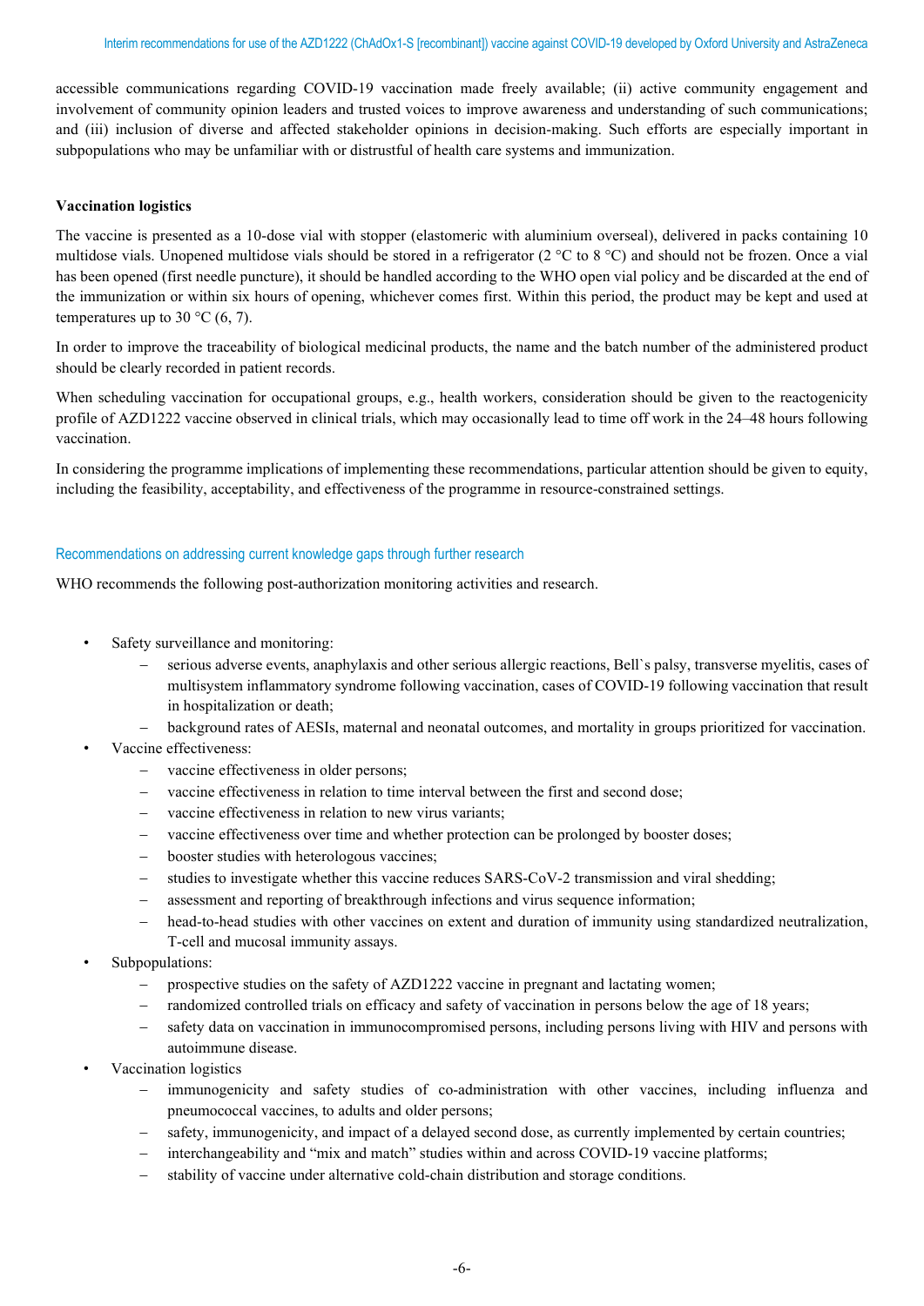accessible communications regarding COVID-19 vaccination made freely available; (ii) active community engagement and involvement of community opinion leaders and trusted voices to improve awareness and understanding of such communications; and (iii) inclusion of diverse and affected stakeholder opinions in decision-making. Such efforts are especially important in subpopulations who may be unfamiliar with or distrustful of health care systems and immunization.

**Vaccination logistics**

The vaccine is presented as a 10-dose vial with stopper (elastomeric with aluminium overseal), delivered in packs containing 10 multidose vials. Unopened multidose vials should be stored in a refrigerator (2 °C to 8 °C) and should not be frozen. Once a vial has been opened (first needle puncture), it should be handled according to the WHO open vial policy and be discarded at the end of the immunization or within six hours of opening, whichever comes first. Within this period, the product may be kept and used at temperatures up to 30 °C (6, 7).

In order to improve the traceability of biological medicinal products, the name and the batch number of the administered product should be clearly recorded in patient records.

When scheduling vaccination for occupational groups, e.g., health workers, consideration should be given to the reactogenicity profile of AZD1222 vaccine observed in clinical trials, which may occasionally lead to time off work in the 24–48 hours following vaccination.

In considering the programme implications of implementing these recommendations, particular attention should be given to equity, including the feasibility, acceptability, and effectiveness of the programme in resource-constrained settings.

## Recommendations on addressing current knowledge gaps through further research

WHO recommends the following post-authorization monitoring activities and research.

- Safety surveillance and monitoring:
  - serious adverse events, anaphylaxis and other serious allergic reactions, Bell`s palsy, transverse myelitis, cases of multisystem inflammatory syndrome following vaccination, cases of COVID-19 following vaccination that result in hospitalization or death;
  - background rates of AESIs, maternal and neonatal outcomes, and mortality in groups prioritized for vaccination.
- Vaccine effectiveness:
  - vaccine effectiveness in older persons;
  - vaccine effectiveness in relation to time interval between the first and second dose;
  - vaccine effectiveness in relation to new virus variants;
  - vaccine effectiveness over time and whether protection can be prolonged by booster doses;
  - booster studies with heterologous vaccines;
  - studies to investigate whether this vaccine reduces SARS-CoV-2 transmission and viral shedding;
  - assessment and reporting of breakthrough infections and virus sequence information;
  - head-to-head studies with other vaccines on extent and duration of immunity using standardized neutralization, T-cell and mucosal immunity assays.
- Subpopulations:
  - prospective studies on the safety of AZD1222 vaccine in pregnant and lactating women;
  - randomized controlled trials on efficacy and safety of vaccination in persons below the age of 18 years;
  - safety data on vaccination in immunocompromised persons, including persons living with HIV and persons with autoimmune disease.
- Vaccination logistics
  - immunogenicity and safety studies of co-administration with other vaccines, including influenza and pneumococcal vaccines, to adults and older persons;
  - safety, immunogenicity, and impact of a delayed second dose, as currently implemented by certain countries;
  - interchangeability and "mix and match" studies within and across COVID-19 vaccine platforms;
  - stability of vaccine under alternative cold-chain distribution and storage conditions.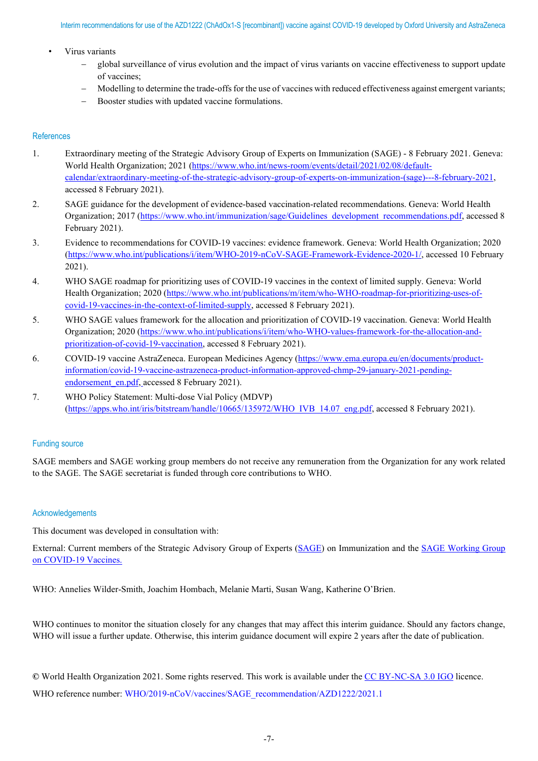- Virus variants
  - global surveillance of virus evolution and the impact of virus variants on vaccine effectiveness to support update of vaccines;
  - Modelling to determine the trade-offs for the use of vaccines with reduced effectiveness against emergent variants;
  - Booster studies with updated vaccine formulations.

## References

1. Extraordinary meeting of the Strategic Advisory Group of Experts on Immunization (SAGE) - 8 February 2021. Geneva: World Health Organization; 2021 (https://www.who.int/news-room/events/detail/2021/02/08/default-calendar/extraordinary-meeting-of-the-strategic-advisory-group-of-experts-on-immunization-(sage)---8-february-2021, accessed 8 February 2021).
2. SAGE guidance for the development of evidence-based vaccination-related recommendations. Geneva: World Health Organization; 2017 (https://www.who.int/immunization/sage/Guidelines_development_recommendations.pdf, accessed 8 February 2021).
3. Evidence to recommendations for COVID-19 vaccines: evidence framework. Geneva: World Health Organization; 2020 (https://www.who.int/publications/i/item/WHO-2019-nCoV-SAGE-Framework-Evidence-2020-1/, accessed 10 February 2021).
4. WHO SAGE roadmap for prioritizing uses of COVID-19 vaccines in the context of limited supply. Geneva: World Health Organization; 2020 (https://www.who.int/publications/m/item/who-WHO-roadmap-for-prioritizing-uses-of-covid-19-vaccines-in-the-context-of-limited-supply, accessed 8 February 2021).
5. WHO SAGE values framework for the allocation and prioritization of COVID-19 vaccination. Geneva: World Health Organization; 2020 (https://www.who.int/publications/i/item/who-WHO-values-framework-for-the-allocation-and-prioritization-of-covid-19-vaccination, accessed 8 February 2021).
6. COVID-19 vaccine AstraZeneca. European Medicines Agency (https://www.ema.europa.eu/en/documents/product-information/covid-19-vaccine-astrazeneca-product-information-approved-chmp-29-january-2021-pending-endorsement_en.pdf, accessed 8 February 2021).
7. WHO Policy Statement: Multi-dose Vial Policy (MDVP) (https://apps.who.int/iris/bitstream/handle/10665/135972/WHO_IVB_14.07_eng.pdf, accessed 8 February 2021).

## Funding source

SAGE members and SAGE working group members do not receive any remuneration from the Organization for any work related to the SAGE. The SAGE secretariat is funded through core contributions to WHO.

## Acknowledgements

This document was developed in consultation with:

External: Current members of the Strategic Advisory Group of Experts (SAGE) on Immunization and the SAGE Working Group on COVID-19 Vaccines.

WHO: Annelies Wilder-Smith, Joachim Hombach, Melanie Marti, Susan Wang, Katherine O'Brien.

WHO continues to monitor the situation closely for any changes that may affect this interim guidance. Should any factors change, WHO will issue a further update. Otherwise, this interim guidance document will expire 2 years after the date of publication.

© World Health Organization 2021. Some rights reserved. This work is available under the CC BY-NC-SA 3.0 IGO licence.

WHO reference number: WHO/2019-nCoV/vaccines/SAGE_recommendation/AZD1222/2021.1